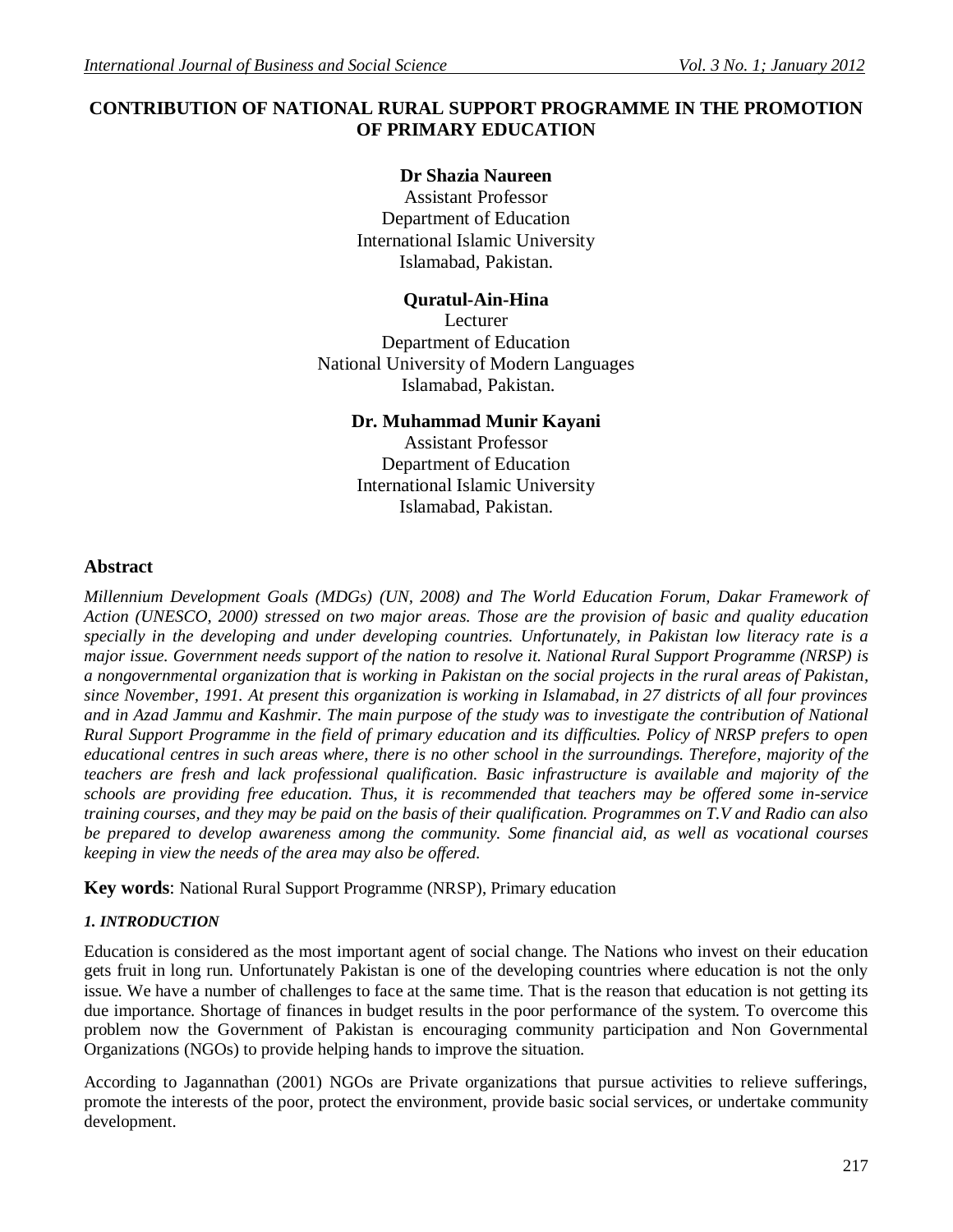# CONTRIBUTION OF NATIONAL RURAL SUPPORT PROGRAMME IN THE PROMOTION OF PRIMARY EDUCATION

**Dr Shazia Naureen**
Assistant Professor
Department of Education
International Islamic University
Islamabad, Pakistan.

**Quratul-Ain-Hina**
Lecturer
Department of Education
National University of Modern Languages
Islamabad, Pakistan.

**Dr. Muhammad Munir Kayani**
Assistant Professor
Department of Education
International Islamic University
Islamabad, Pakistan.

## Abstract

*Millennium Development Goals (MDGs) (UN, 2008) and The World Education Forum, Dakar Framework of Action (UNESCO, 2000) stressed on two major areas. Those are the provision of basic and quality education specially in the developing and under developing countries. Unfortunately, in Pakistan low literacy rate is a major issue. Government needs support of the nation to resolve it. National Rural Support Programme (NRSP) is a nongovernmental organization that is working in Pakistan on the social projects in the rural areas of Pakistan, since November, 1991. At present this organization is working in Islamabad, in 27 districts of all four provinces and in Azad Jammu and Kashmir. The main purpose of the study was to investigate the contribution of National Rural Support Programme in the field of primary education and its difficulties. Policy of NRSP prefers to open educational centres in such areas where, there is no other school in the surroundings. Therefore, majority of the teachers are fresh and lack professional qualification. Basic infrastructure is available and majority of the schools are providing free education. Thus, it is recommended that teachers may be offered some in-service training courses, and they may be paid on the basis of their qualification. Programmes on T.V and Radio can also be prepared to develop awareness among the community. Some financial aid, as well as vocational courses keeping in view the needs of the area may also be offered.*

**Key words**: National Rural Support Programme (NRSP), Primary education

### *1. INTRODUCTION*

Education is considered as the most important agent of social change. The Nations who invest on their education gets fruit in long run. Unfortunately Pakistan is one of the developing countries where education is not the only issue. We have a number of challenges to face at the same time. That is the reason that education is not getting its due importance. Shortage of finances in budget results in the poor performance of the system. To overcome this problem now the Government of Pakistan is encouraging community participation and Non Governmental Organizations (NGOs) to provide helping hands to improve the situation.

According to Jagannathan (2001) NGOs are Private organizations that pursue activities to relieve sufferings, promote the interests of the poor, protect the environment, provide basic social services, or undertake community development.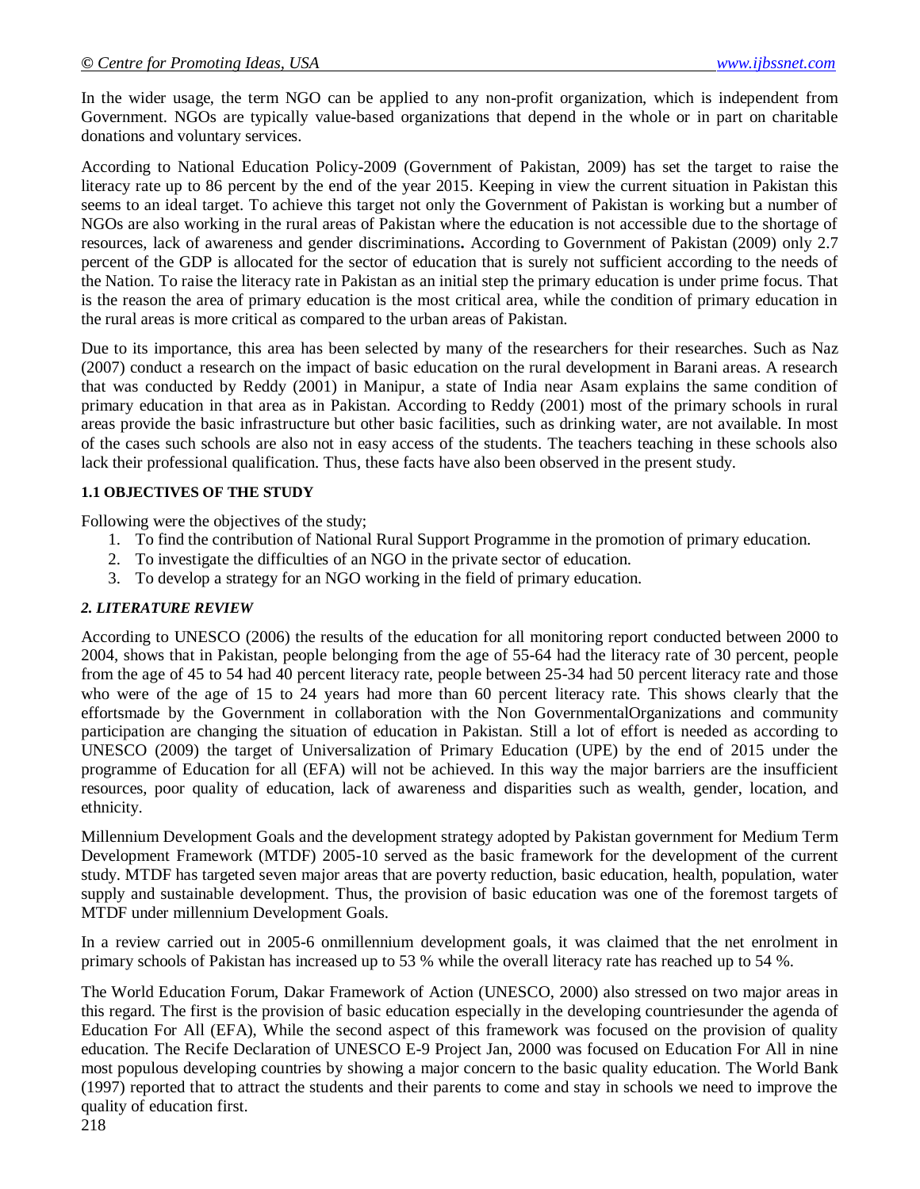In the wider usage, the term NGO can be applied to any non-profit organization, which is independent from Government. NGOs are typically value-based organizations that depend in the whole or in part on charitable donations and voluntary services.

According to National Education Policy-2009 (Government of Pakistan, 2009) has set the target to raise the literacy rate up to 86 percent by the end of the year 2015. Keeping in view the current situation in Pakistan this seems to an ideal target. To achieve this target not only the Government of Pakistan is working but a number of NGOs are also working in the rural areas of Pakistan where the education is not accessible due to the shortage of resources, lack of awareness and gender discriminations**.** According to Government of Pakistan (2009) only 2.7 percent of the GDP is allocated for the sector of education that is surely not sufficient according to the needs of the Nation. To raise the literacy rate in Pakistan as an initial step the primary education is under prime focus. That is the reason the area of primary education is the most critical area, while the condition of primary education in the rural areas is more critical as compared to the urban areas of Pakistan.

Due to its importance, this area has been selected by many of the researchers for their researches. Such as Naz (2007) conduct a research on the impact of basic education on the rural development in Barani areas. A research that was conducted by Reddy (2001) in Manipur, a state of India near Asam explains the same condition of primary education in that area as in Pakistan. According to Reddy (2001) most of the primary schools in rural areas provide the basic infrastructure but other basic facilities, such as drinking water, are not available. In most of the cases such schools are also not in easy access of the students. The teachers teaching in these schools also lack their professional qualification. Thus, these facts have also been observed in the present study.

### 1.1 OBJECTIVES OF THE STUDY

Following were the objectives of the study;

1. To find the contribution of National Rural Support Programme in the promotion of primary education.
2. To investigate the difficulties of an NGO in the private sector of education.
3. To develop a strategy for an NGO working in the field of primary education.

## *2. LITERATURE REVIEW*

According to UNESCO (2006) the results of the education for all monitoring report conducted between 2000 to 2004, shows that in Pakistan, people belonging from the age of 55-64 had the literacy rate of 30 percent, people from the age of 45 to 54 had 40 percent literacy rate, people between 25-34 had 50 percent literacy rate and those who were of the age of 15 to 24 years had more than 60 percent literacy rate. This shows clearly that the effortsmade by the Government in collaboration with the Non GovernmentalOrganizations and community participation are changing the situation of education in Pakistan. Still a lot of effort is needed as according to UNESCO (2009) the target of Universalization of Primary Education (UPE) by the end of 2015 under the programme of Education for all (EFA) will not be achieved. In this way the major barriers are the insufficient resources, poor quality of education, lack of awareness and disparities such as wealth, gender, location, and ethnicity.

Millennium Development Goals and the development strategy adopted by Pakistan government for Medium Term Development Framework (MTDF) 2005-10 served as the basic framework for the development of the current study. MTDF has targeted seven major areas that are poverty reduction, basic education, health, population, water supply and sustainable development. Thus, the provision of basic education was one of the foremost targets of MTDF under millennium Development Goals.

In a review carried out in 2005-6 onmillennium development goals, it was claimed that the net enrolment in primary schools of Pakistan has increased up to 53 % while the overall literacy rate has reached up to 54 %.

The World Education Forum, Dakar Framework of Action (UNESCO, 2000) also stressed on two major areas in this regard. The first is the provision of basic education especially in the developing countriesunder the agenda of Education For All (EFA), While the second aspect of this framework was focused on the provision of quality education. The Recife Declaration of UNESCO E-9 Project Jan, 2000 was focused on Education For All in nine most populous developing countries by showing a major concern to the basic quality education. The World Bank (1997) reported that to attract the students and their parents to come and stay in schools we need to improve the quality of education first.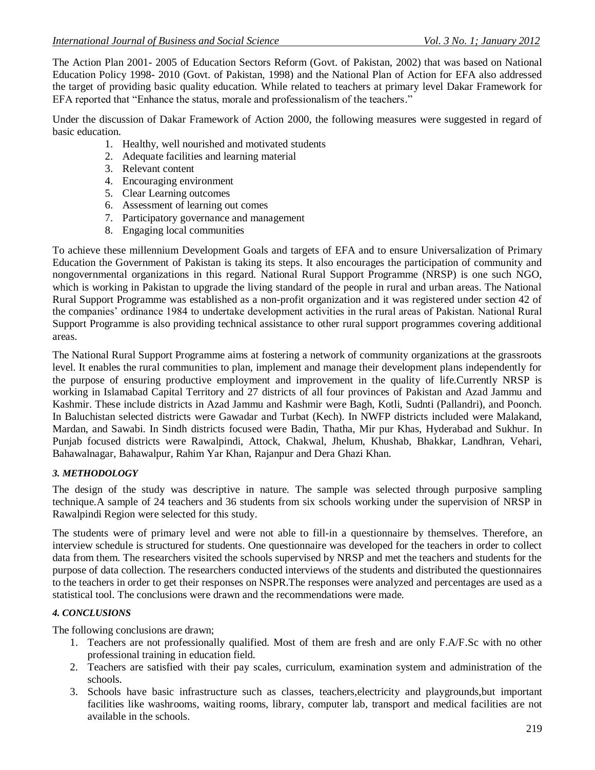The Action Plan 2001- 2005 of Education Sectors Reform (Govt. of Pakistan, 2002) that was based on National Education Policy 1998- 2010 (Govt. of Pakistan, 1998) and the National Plan of Action for EFA also addressed the target of providing basic quality education. While related to teachers at primary level Dakar Framework for EFA reported that "Enhance the status, morale and professionalism of the teachers."

Under the discussion of Dakar Framework of Action 2000, the following measures were suggested in regard of basic education.

1. Healthy, well nourished and motivated students
2. Adequate facilities and learning material
3. Relevant content
4. Encouraging environment
5. Clear Learning outcomes
6. Assessment of learning out comes
7. Participatory governance and management
8. Engaging local communities

To achieve these millennium Development Goals and targets of EFA and to ensure Universalization of Primary Education the Government of Pakistan is taking its steps. It also encourages the participation of community and nongovernmental organizations in this regard. National Rural Support Programme (NRSP) is one such NGO, which is working in Pakistan to upgrade the living standard of the people in rural and urban areas. The National Rural Support Programme was established as a non-profit organization and it was registered under section 42 of the companies' ordinance 1984 to undertake development activities in the rural areas of Pakistan. National Rural Support Programme is also providing technical assistance to other rural support programmes covering additional areas.

The National Rural Support Programme aims at fostering a network of community organizations at the grassroots level. It enables the rural communities to plan, implement and manage their development plans independently for the purpose of ensuring productive employment and improvement in the quality of life.Currently NRSP is working in Islamabad Capital Territory and 27 districts of all four provinces of Pakistan and Azad Jammu and Kashmir. These include districts in Azad Jammu and Kashmir were Bagh, Kotli, Sudnti (Pallandri), and Poonch. In Baluchistan selected districts were Gawadar and Turbat (Kech). In NWFP districts included were Malakand, Mardan, and Sawabi. In Sindh districts focused were Badin, Thatha, Mir pur Khas, Hyderabad and Sukhur. In Punjab focused districts were Rawalpindi, Attock, Chakwal, Jhelum, Khushab, Bhakkar, Landhran, Vehari, Bahawalnagar, Bahawalpur, Rahim Yar Khan, Rajanpur and Dera Ghazi Khan.

### *3. METHODOLOGY*

The design of the study was descriptive in nature. The sample was selected through purposive sampling technique.A sample of 24 teachers and 36 students from six schools working under the supervision of NRSP in Rawalpindi Region were selected for this study.

The students were of primary level and were not able to fill-in a questionnaire by themselves. Therefore, an interview schedule is structured for students. One questionnaire was developed for the teachers in order to collect data from them. The researchers visited the schools supervised by NRSP and met the teachers and students for the purpose of data collection. The researchers conducted interviews of the students and distributed the questionnaires to the teachers in order to get their responses on NSPR.The responses were analyzed and percentages are used as a statistical tool. The conclusions were drawn and the recommendations were made.

### *4. CONCLUSIONS*

The following conclusions are drawn;

1. Teachers are not professionally qualified. Most of them are fresh and are only F.A/F.Sc with no other professional training in education field.
2. Teachers are satisfied with their pay scales, curriculum, examination system and administration of the schools.
3. Schools have basic infrastructure such as classes, teachers,electricity and playgrounds,but important facilities like washrooms, waiting rooms, library, computer lab, transport and medical facilities are not available in the schools.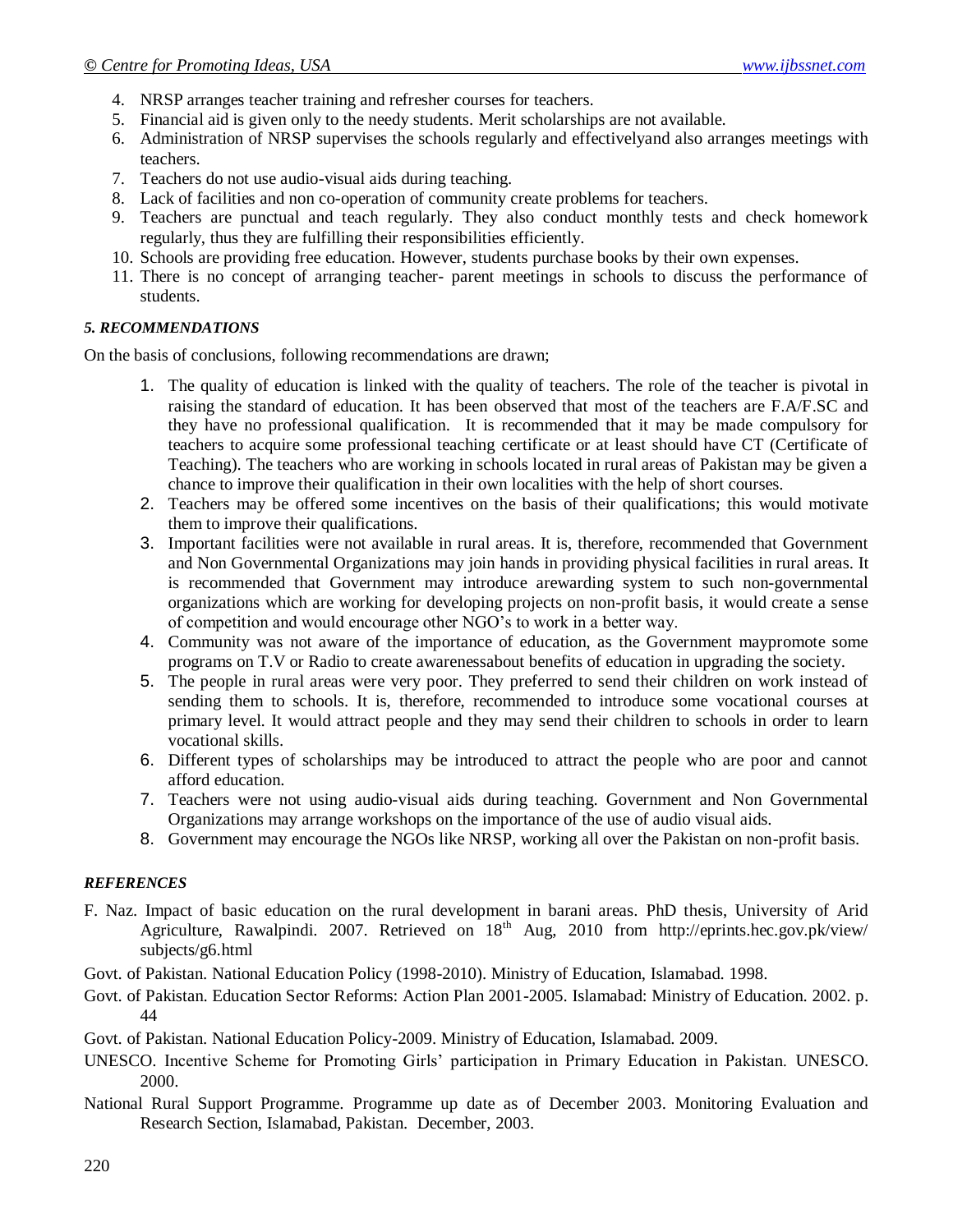4. NRSP arranges teacher training and refresher courses for teachers.
5. Financial aid is given only to the needy students. Merit scholarships are not available.
6. Administration of NRSP supervises the schools regularly and effectivelyand also arranges meetings with teachers.
7. Teachers do not use audio-visual aids during teaching.
8. Lack of facilities and non co-operation of community create problems for teachers.
9. Teachers are punctual and teach regularly. They also conduct monthly tests and check homework regularly, thus they are fulfilling their responsibilities efficiently.
10. Schools are providing free education. However, students purchase books by their own expenses.
11. There is no concept of arranging teacher- parent meetings in schools to discuss the performance of students.

### *5. RECOMMENDATIONS*

On the basis of conclusions, following recommendations are drawn;

1. The quality of education is linked with the quality of teachers. The role of the teacher is pivotal in raising the standard of education. It has been observed that most of the teachers are F.A/F.SC and they have no professional qualification. It is recommended that it may be made compulsory for teachers to acquire some professional teaching certificate or at least should have CT (Certificate of Teaching). The teachers who are working in schools located in rural areas of Pakistan may be given a chance to improve their qualification in their own localities with the help of short courses.
2. Teachers may be offered some incentives on the basis of their qualifications; this would motivate them to improve their qualifications.
3. Important facilities were not available in rural areas. It is, therefore, recommended that Government and Non Governmental Organizations may join hands in providing physical facilities in rural areas. It is recommended that Government may introduce arewarding system to such non-governmental organizations which are working for developing projects on non-profit basis, it would create a sense of competition and would encourage other NGO's to work in a better way.
4. Community was not aware of the importance of education, as the Government maypromote some programs on T.V or Radio to create awarenessabout benefits of education in upgrading the society.
5. The people in rural areas were very poor. They preferred to send their children on work instead of sending them to schools. It is, therefore, recommended to introduce some vocational courses at primary level. It would attract people and they may send their children to schools in order to learn vocational skills.
6. Different types of scholarships may be introduced to attract the people who are poor and cannot afford education.
7. Teachers were not using audio-visual aids during teaching. Government and Non Governmental Organizations may arrange workshops on the importance of the use of audio visual aids.
8. Government may encourage the NGOs like NRSP, working all over the Pakistan on non-profit basis.

### *REFERENCES*

F. Naz. Impact of basic education on the rural development in barani areas. PhD thesis, University of Arid Agriculture, Rawalpindi. 2007. Retrieved on 18th Aug, 2010 from http://eprints.hec.gov.pk/view/subjects/g6.html

Govt. of Pakistan. National Education Policy (1998-2010). Ministry of Education, Islamabad. 1998.

Govt. of Pakistan. Education Sector Reforms: Action Plan 2001-2005. Islamabad: Ministry of Education. 2002. p. 44

Govt. of Pakistan. National Education Policy-2009. Ministry of Education, Islamabad. 2009.

UNESCO. Incentive Scheme for Promoting Girls' participation in Primary Education in Pakistan. UNESCO. 2000.

National Rural Support Programme. Programme up date as of December 2003. Monitoring Evaluation and Research Section, Islamabad, Pakistan. December, 2003.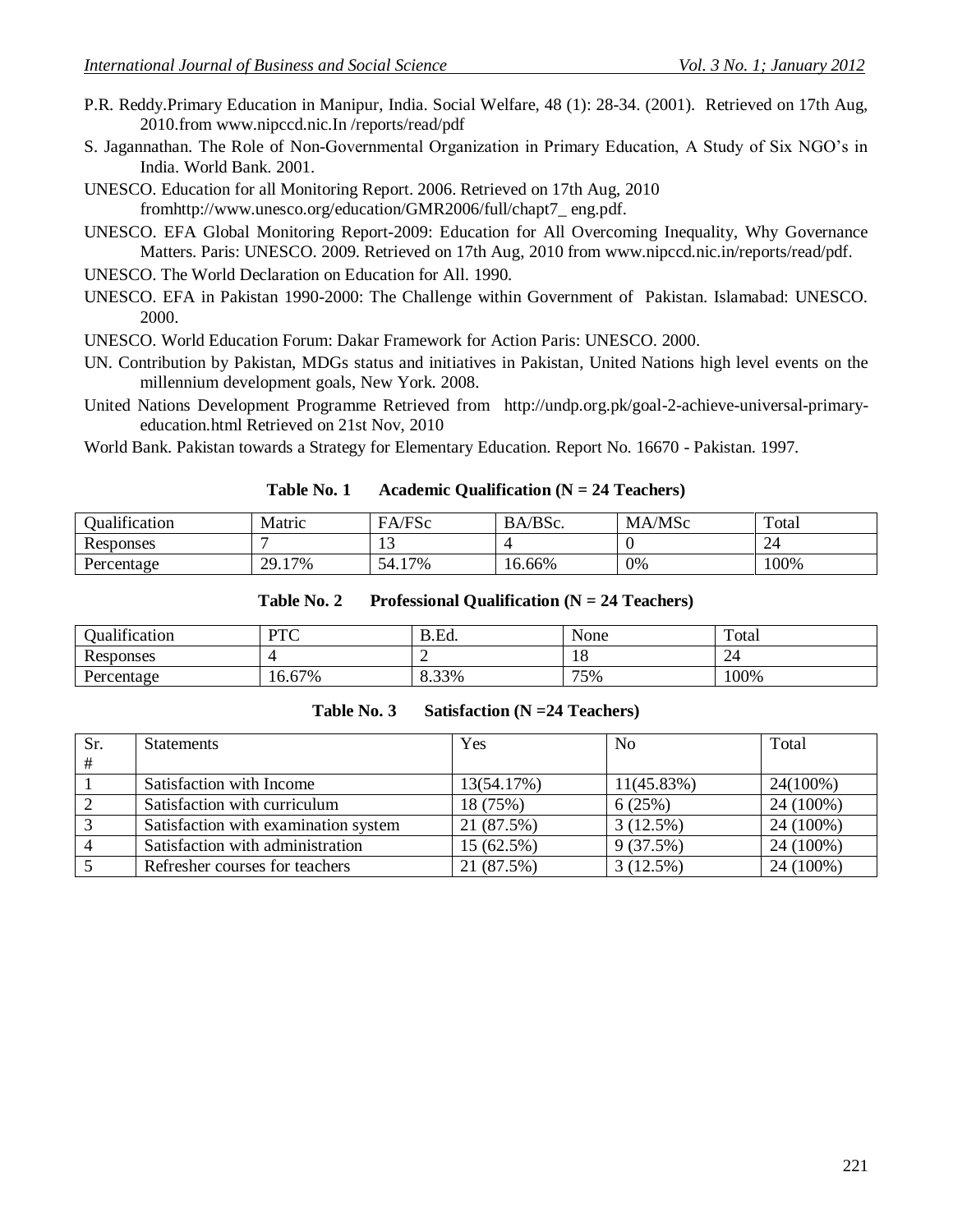P.R. Reddy.Primary Education in Manipur, India. Social Welfare, 48 (1): 28-34. (2001). Retrieved on 17th Aug, 2010.from www.nipccd.nic.In /reports/read/pdf

S. Jagannathan. The Role of Non-Governmental Organization in Primary Education, A Study of Six NGO's in India. World Bank. 2001.

UNESCO. Education for all Monitoring Report. 2006. Retrieved on 17th Aug, 2010 fromhttp://www.unesco.org/education/GMR2006/full/chapt7_ eng.pdf.

UNESCO. EFA Global Monitoring Report-2009: Education for All Overcoming Inequality, Why Governance Matters. Paris: UNESCO. 2009. Retrieved on 17th Aug, 2010 from www.nipccd.nic.in/reports/read/pdf.

UNESCO. The World Declaration on Education for All. 1990.

UNESCO. EFA in Pakistan 1990-2000: The Challenge within Government of Pakistan. Islamabad: UNESCO. 2000.

UNESCO. World Education Forum: Dakar Framework for Action Paris: UNESCO. 2000.

UN. Contribution by Pakistan, MDGs status and initiatives in Pakistan, United Nations high level events on the millennium development goals, New York. 2008.

United Nations Development Programme Retrieved from http://undp.org.pk/goal-2-achieve-universal-primary-education.html Retrieved on 21st Nov, 2010

World Bank. Pakistan towards a Strategy for Elementary Education. Report No. 16670 - Pakistan. 1997.

**Table No. 1 Academic Qualification (N = 24 Teachers)**

| Qualification | Matric | FA/FSc | BA/BSc. | MA/MSc | Total |
|---|---|---|---|---|---|
| Responses | 7 | 13 | 4 | 0 | 24 |
| Percentage | 29.17% | 54.17% | 16.66% | 0% | 100% |

**Table No. 2 Professional Qualification (N = 24 Teachers)**

| Qualification | PTC | B.Ed. | None | Total |
|---|---|---|---|---|
| Responses | 4 | 2 | 18 | 24 |
| Percentage | 16.67% | 8.33% | 75% | 100% |

**Table No. 3 Satisfaction (N =24 Teachers)**

| Sr. # | Statements | Yes | No | Total |
|---|---|---|---|---|
| 1 | Satisfaction with Income | 13(54.17%) | 11(45.83%) | 24(100%) |
| 2 | Satisfaction with curriculum | 18 (75%) | 6 (25%) | 24 (100%) |
| 3 | Satisfaction with examination system | 21 (87.5%) | 3 (12.5%) | 24 (100%) |
| 4 | Satisfaction with administration | 15 (62.5%) | 9 (37.5%) | 24 (100%) |
| 5 | Refresher courses for teachers | 21 (87.5%) | 3 (12.5%) | 24 (100%) |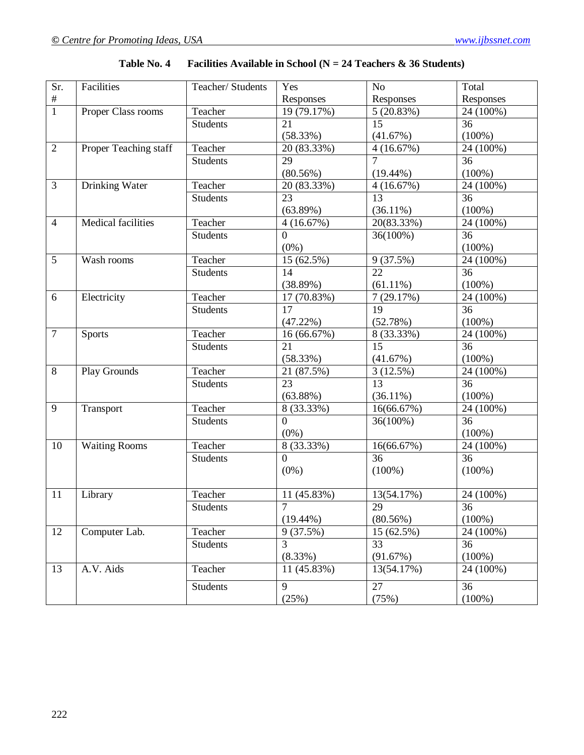**Table No. 4 Facilities Available in School (N = 24 Teachers & 36 Students)**

| Sr. # | Facilities | Teacher/ Students | Yes Responses | No Responses | Total Responses |
|---|---|---|---|---|---|
| 1 | Proper Class rooms | Teacher | 19 (79.17%) | 5 (20.83%) | 24 (100%) |
| | | Students | 21 (58.33%) | 15 (41.67%) | 36 (100%) |
| 2 | Proper Teaching staff | Teacher | 20 (83.33%) | 4 (16.67%) | 24 (100%) |
| | | Students | 29 (80.56%) | 7 (19.44%) | 36 (100%) |
| 3 | Drinking Water | Teacher | 20 (83.33%) | 4 (16.67%) | 24 (100%) |
| | | Students | 23 (63.89%) | 13 (36.11%) | 36 (100%) |
| 4 | Medical facilities | Teacher | 4 (16.67%) | 20(83.33%) | 24 (100%) |
| | | Students | 0 (0%) | 36(100%) | 36 (100%) |
| 5 | Wash rooms | Teacher | 15 (62.5%) | 9 (37.5%) | 24 (100%) |
| | | Students | 14 (38.89%) | 22 (61.11%) | 36 (100%) |
| 6 | Electricity | Teacher | 17 (70.83%) | 7 (29.17%) | 24 (100%) |
| | | Students | 17 (47.22%) | 19 (52.78%) | 36 (100%) |
| 7 | Sports | Teacher | 16 (66.67%) | 8 (33.33%) | 24 (100%) |
| | | Students | 21 (58.33%) | 15 (41.67%) | 36 (100%) |
| 8 | Play Grounds | Teacher | 21 (87.5%) | 3 (12.5%) | 24 (100%) |
| | | Students | 23 (63.88%) | 13 (36.11%) | 36 (100%) |
| 9 | Transport | Teacher | 8 (33.33%) | 16(66.67%) | 24 (100%) |
| | | Students | 0 (0%) | 36(100%) | 36 (100%) |
| 10 | Waiting Rooms | Teacher | 8 (33.33%) | 16(66.67%) | 24 (100%) |
| | | Students | 0 (0%) | 36 (100%) | 36 (100%) |
| 11 | Library | Teacher | 11 (45.83%) | 13(54.17%) | 24 (100%) |
| | | Students | 7 (19.44%) | 29 (80.56%) | 36 (100%) |
| 12 | Computer Lab. | Teacher | 9 (37.5%) | 15 (62.5%) | 24 (100%) |
| | | Students | 3 (8.33%) | 33 (91.67%) | 36 (100%) |
| 13 | A.V. Aids | Teacher | 11 (45.83%) | 13(54.17%) | 24 (100%) |
| | | Students | 9 (25%) | 27 (75%) | 36 (100%) |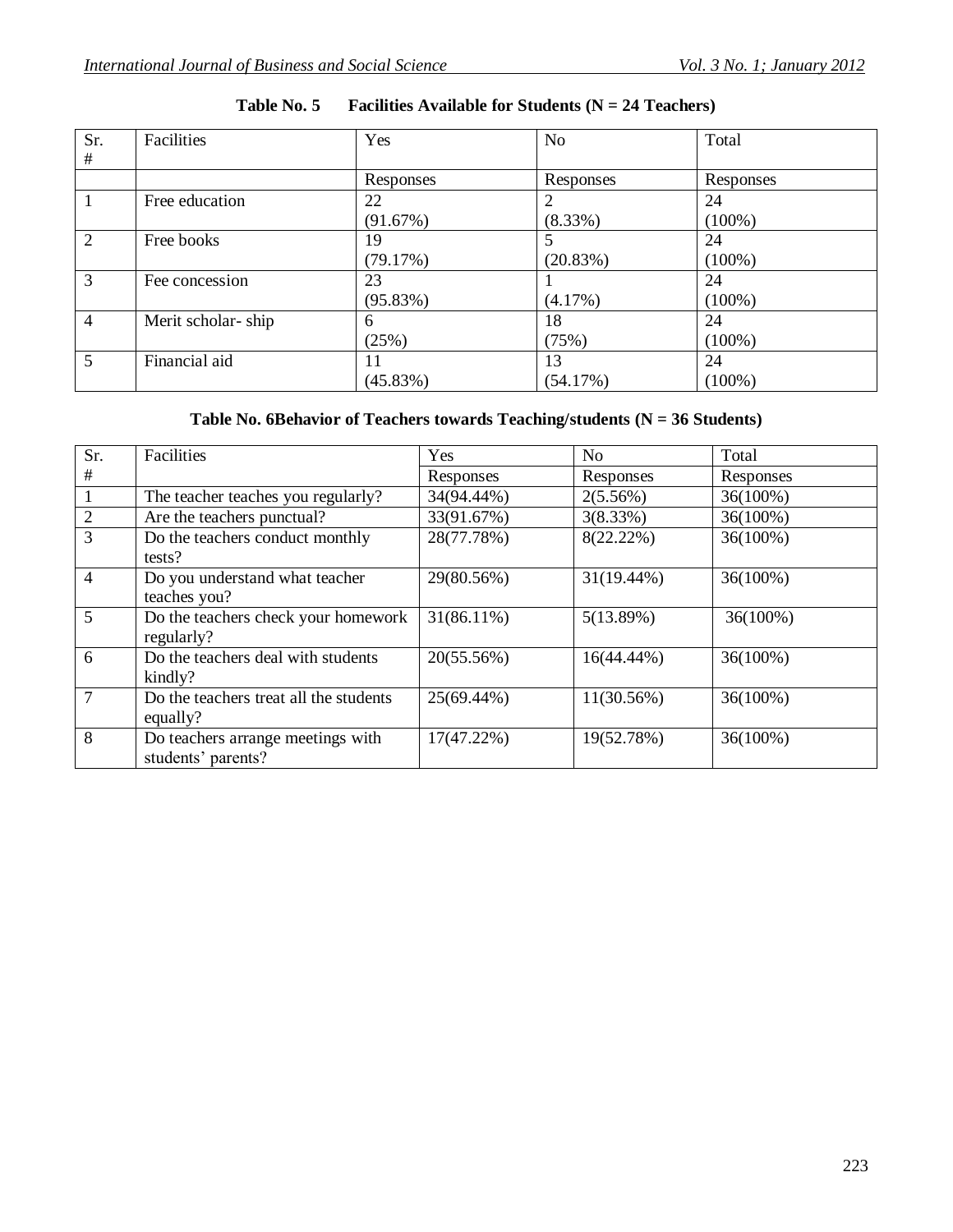**Table No. 5 Facilities Available for Students (N = 24 Teachers)**

| Sr. # | Facilities | Yes | No | Total |
|---|---|---|---|---|
| | | Responses | Responses | Responses |
| 1 | Free education | 22 (91.67%) | 2 (8.33%) | 24 (100%) |
| 2 | Free books | 19 (79.17%) | 5 (20.83%) | 24 (100%) |
| 3 | Fee concession | 23 (95.83%) | 1 (4.17%) | 24 (100%) |
| 4 | Merit scholar- ship | 6 (25%) | 18 (75%) | 24 (100%) |
| 5 | Financial aid | 11 (45.83%) | 13 (54.17%) | 24 (100%) |

**Table No. 6Behavior of Teachers towards Teaching/students (N = 36 Students)**

| Sr. # | Facilities | Yes | No | Total |
|---|---|---|---|---|
| | | Responses | Responses | Responses |
| 1 | The teacher teaches you regularly? | 34(94.44%) | 2(5.56%) | 36(100%) |
| 2 | Are the teachers punctual? | 33(91.67%) | 3(8.33%) | 36(100%) |
| 3 | Do the teachers conduct monthly tests? | 28(77.78%) | 8(22.22%) | 36(100%) |
| 4 | Do you understand what teacher teaches you? | 29(80.56%) | 31(19.44%) | 36(100%) |
| 5 | Do the teachers check your homework regularly? | 31(86.11%) | 5(13.89%) | 36(100%) |
| 6 | Do the teachers deal with students kindly? | 20(55.56%) | 16(44.44%) | 36(100%) |
| 7 | Do the teachers treat all the students equally? | 25(69.44%) | 11(30.56%) | 36(100%) |
| 8 | Do teachers arrange meetings with students' parents? | 17(47.22%) | 19(52.78%) | 36(100%) |